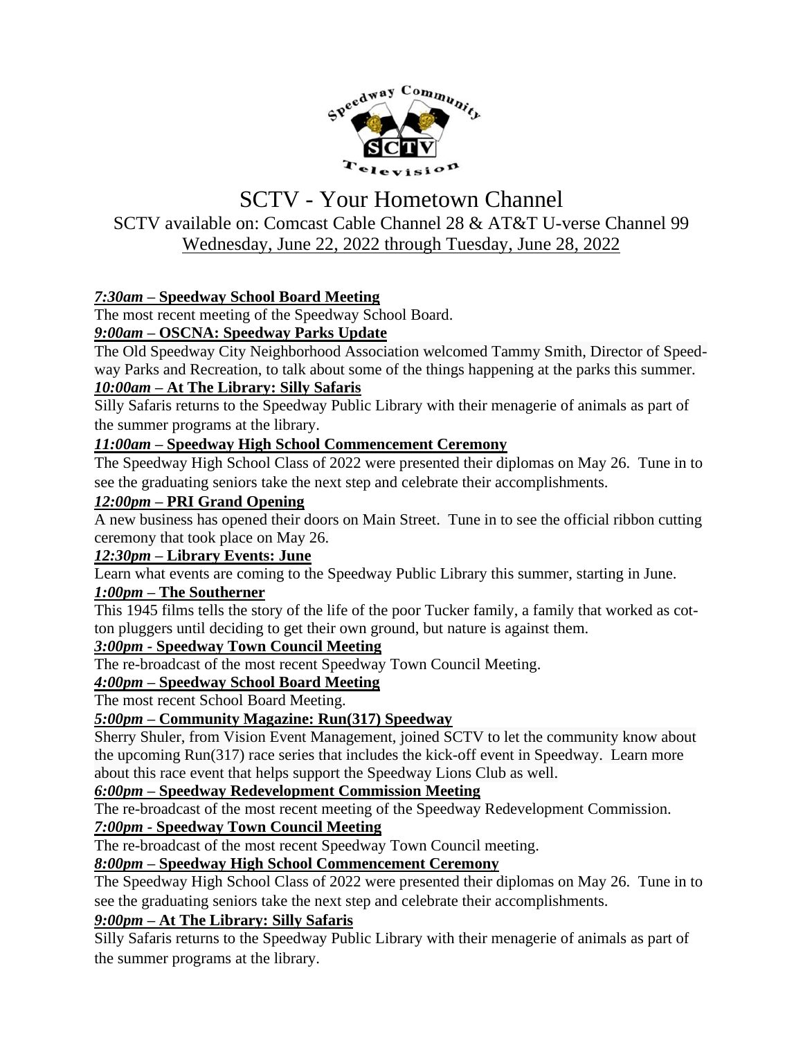# SCTV - Your Hometown Channel

SCTV available on: Comcast Cable Channel 28 & AT&T U-verse Channel 99

Wednesday, June 22, 2022 through Tuesday, June 28, 2022

***7:30am* – Speedway School Board Meeting**

The most recent meeting of the Speedway School Board.

***9:00am* – OSCNA: Speedway Parks Update**

The Old Speedway City Neighborhood Association welcomed Tammy Smith, Director of Speedway Parks and Recreation, to talk about some of the things happening at the parks this summer.

***10:00am* – At The Library: Silly Safaris**

Silly Safaris returns to the Speedway Public Library with their menagerie of animals as part of the summer programs at the library.

***11:00am* – Speedway High School Commencement Ceremony**

The Speedway High School Class of 2022 were presented their diplomas on May 26. Tune in to see the graduating seniors take the next step and celebrate their accomplishments.

***12:00pm* – PRI Grand Opening**

A new business has opened their doors on Main Street. Tune in to see the official ribbon cutting ceremony that took place on May 26.

***12:30pm* – Library Events: June**

Learn what events are coming to the Speedway Public Library this summer, starting in June.

***1:00pm* – The Southerner**

This 1945 films tells the story of the life of the poor Tucker family, a family that worked as cotton pluggers until deciding to get their own ground, but nature is against them.

***3:00pm* - Speedway Town Council Meeting**

The re-broadcast of the most recent Speedway Town Council Meeting.

***4:00pm* – Speedway School Board Meeting**

The most recent School Board Meeting.

***5:00pm* – Community Magazine: Run(317) Speedway**

Sherry Shuler, from Vision Event Management, joined SCTV to let the community know about the upcoming Run(317) race series that includes the kick-off event in Speedway. Learn more about this race event that helps support the Speedway Lions Club as well.

***6:00pm* – Speedway Redevelopment Commission Meeting**

The re-broadcast of the most recent meeting of the Speedway Redevelopment Commission.

***7:00pm* - Speedway Town Council Meeting**

The re-broadcast of the most recent Speedway Town Council meeting.

***8:00pm* – Speedway High School Commencement Ceremony**

The Speedway High School Class of 2022 were presented their diplomas on May 26. Tune in to see the graduating seniors take the next step and celebrate their accomplishments.

***9:00pm* – At The Library: Silly Safaris**

Silly Safaris returns to the Speedway Public Library with their menagerie of animals as part of the summer programs at the library.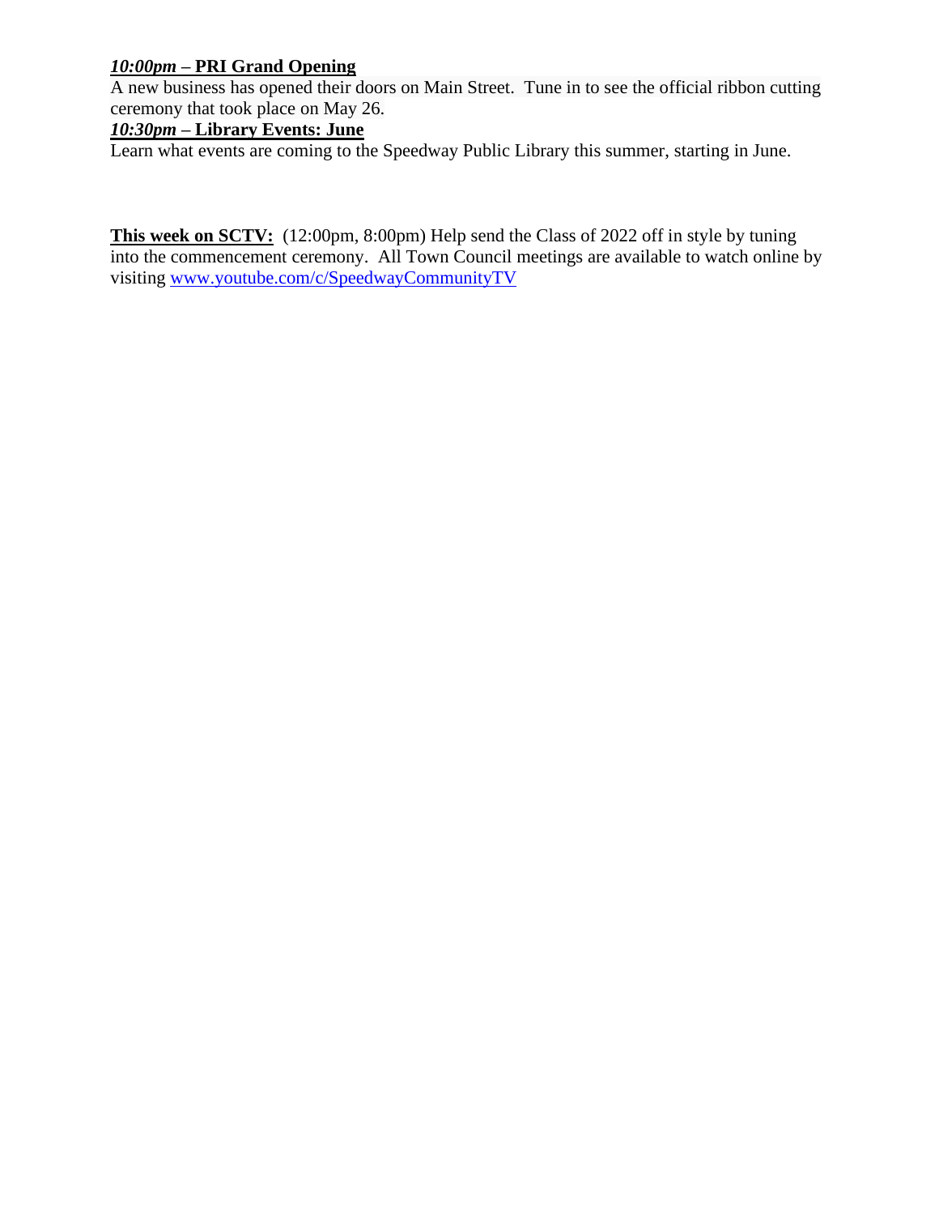***10:00pm* – PRI Grand Opening**

A new business has opened their doors on Main Street. Tune in to see the official ribbon cutting ceremony that took place on May 26.

***10:30pm* – Library Events: June**

Learn what events are coming to the Speedway Public Library this summer, starting in June.

**This week on SCTV:** (12:00pm, 8:00pm) Help send the Class of 2022 off in style by tuning into the commencement ceremony. All Town Council meetings are available to watch online by visiting [www.youtube.com/c/SpeedwayCommunityTV](http://www.youtube.com/c/SpeedwayCommunityTV)